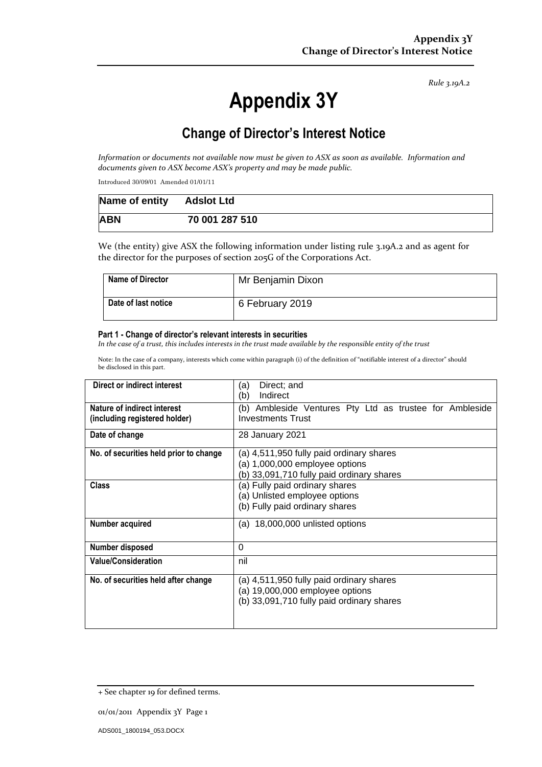*Rule 3.19A.2*

# Appendix 3Y

## Change of Director's Interest Notice

*Information or documents not available now must be given to ASX as soon as available. Information and documents given to ASX become ASX's property and may be made public.*

Introduced 30/09/01 Amended 01/01/11

| **Name of entity** | **Adslot Ltd** |
|---|---|
| **ABN** | **70 001 287 510** |

We (the entity) give ASX the following information under listing rule 3.19A.2 and as agent for the director for the purposes of section 205G of the Corporations Act.

| **Name of Director** | Mr Benjamin Dixon |
|---|---|
| **Date of last notice** | 6 February 2019 |

#### Part 1 - Change of director's relevant interests in securities

*In the case of a trust, this includes interests in the trust made available by the responsible entity of the trust*

Note: In the case of a company, interests which come within paragraph (i) of the definition of "notifiable interest of a director" should be disclosed in this part.

| **Direct or indirect interest** | (a) Direct; and<br>(b) Indirect |
|---|---|
| **Nature of indirect interest (including registered holder)** | (b) Ambleside Ventures Pty Ltd as trustee for Ambleside Investments Trust |
| **Date of change** | 28 January 2021 |
| **No. of securities held prior to change** | (a) 4,511,950 fully paid ordinary shares<br>(a) 1,000,000 employee options<br>(b) 33,091,710 fully paid ordinary shares |
| **Class** | (a) Fully paid ordinary shares<br>(a) Unlisted employee options<br>(b) Fully paid ordinary shares |
| **Number acquired** | (a) 18,000,000 unlisted options |
| **Number disposed** | 0 |
| **Value/Consideration** | nil |
| **No. of securities held after change** | (a) 4,511,950 fully paid ordinary shares<br>(a) 19,000,000 employee options<br>(b) 33,091,710 fully paid ordinary shares |

+ See chapter 19 for defined terms.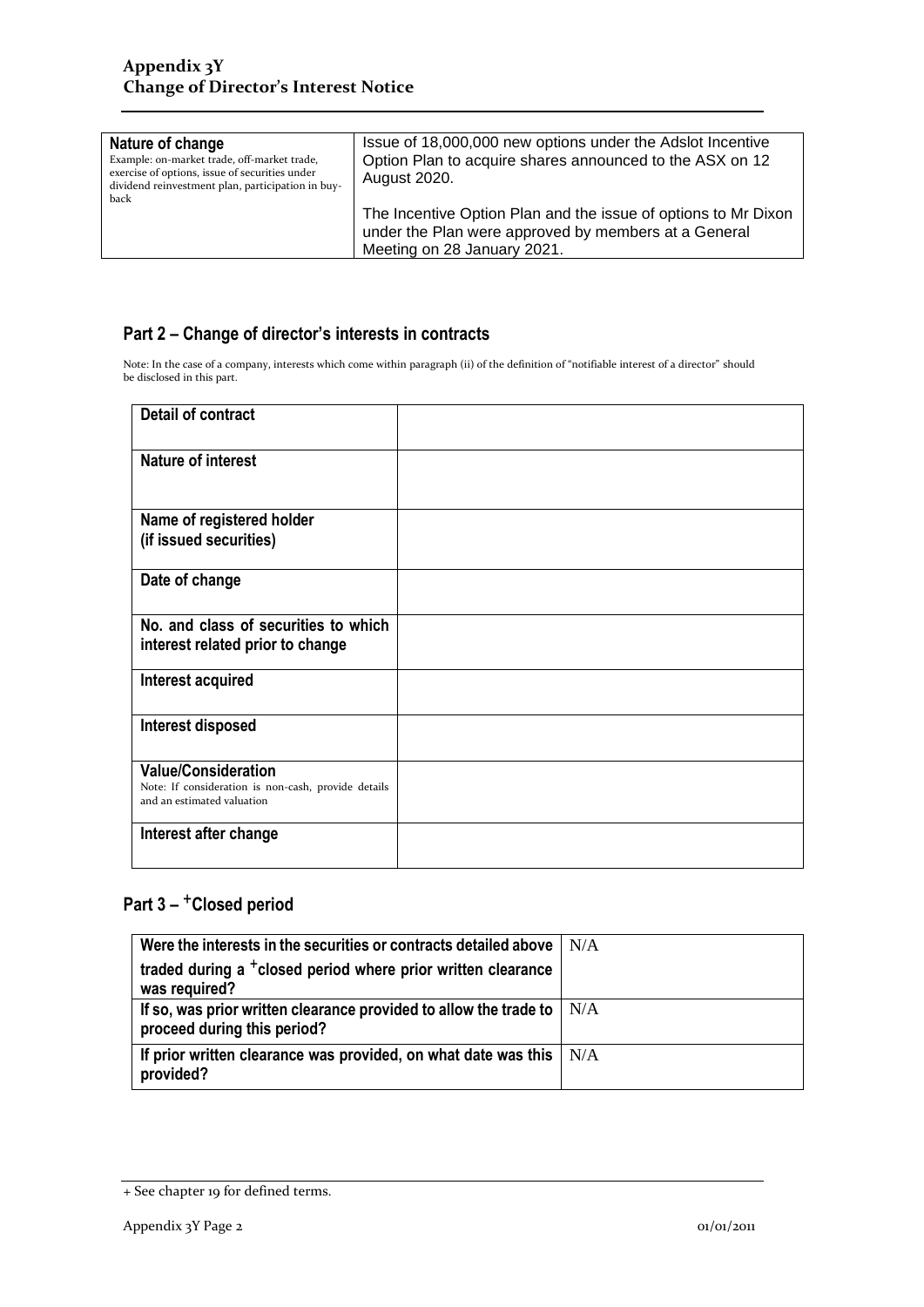| | |
|---|---|
| **Nature of change**<br>Example: on-market trade, off-market trade, exercise of options, issue of securities under dividend reinvestment plan, participation in buy-back | Issue of 18,000,000 new options under the Adslot Incentive Option Plan to acquire shares announced to the ASX on 12 August 2020.<br><br>The Incentive Option Plan and the issue of options to Mr Dixon under the Plan were approved by members at a General Meeting on 28 January 2021. |

## Part 2 – Change of director's interests in contracts

Note: In the case of a company, interests which come within paragraph (ii) of the definition of "notifiable interest of a director" should be disclosed in this part.

| | |
|---|---|
| **Detail of contract** | |
| **Nature of interest** | |
| **Name of registered holder (if issued securities)** | |
| **Date of change** | |
| **No. and class of securities to which interest related prior to change** | |
| **Interest acquired** | |
| **Interest disposed** | |
| **Value/Consideration**<br>Note: If consideration is non-cash, provide details and an estimated valuation | |
| **Interest after change** | |

## Part 3 – +Closed period

| | |
|---|---|
| **Were the interests in the securities or contracts detailed above traded during a +closed period where prior written clearance was required?** | N/A |
| **If so, was prior written clearance provided to allow the trade to proceed during this period?** | N/A |
| **If prior written clearance was provided, on what date was this provided?** | N/A |

+ See chapter 19 for defined terms.